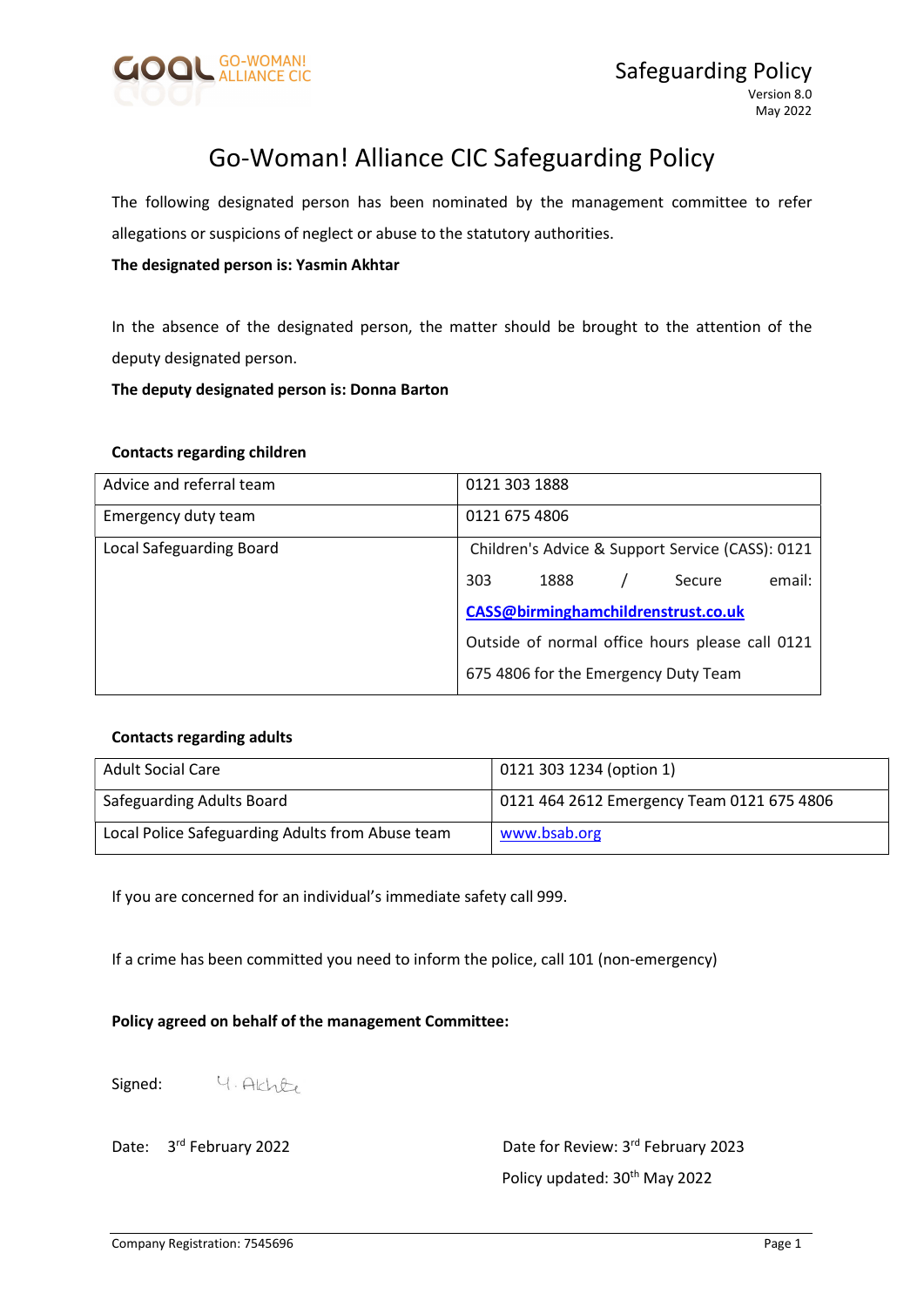# Go-Woman! Alliance CIC Safeguarding Policy

The following designated person has been nominated by the management committee to refer allegations or suspicions of neglect or abuse to the statutory authorities.

**The designated person is: Yasmin Akhtar**

In the absence of the designated person, the matter should be brought to the attention of the deputy designated person.

**The deputy designated person is: Donna Barton**

**Contacts regarding children**

| | |
|---|---|
| Advice and referral team | 0121 303 1888 |
| Emergency duty team | 0121 675 4806 |
| Local Safeguarding Board | Children's Advice & Support Service (CASS): 0121 303 1888 / Secure email: CASS@birminghamchildrenstrust.co.uk Outside of normal office hours please call 0121 675 4806 for the Emergency Duty Team |

**Contacts regarding adults**

| | |
|---|---|
| Adult Social Care | 0121 303 1234 (option 1) |
| Safeguarding Adults Board | 0121 464 2612 Emergency Team 0121 675 4806 |
| Local Police Safeguarding Adults from Abuse team | www.bsab.org |

If you are concerned for an individual's immediate safety call 999.

If a crime has been committed you need to inform the police, call 101 (non-emergency)

**Policy agreed on behalf of the management Committee:**

Signed: Y. Akhtar

Date: 3rd February 2022

Date for Review: 3rd February 2023

Policy updated: 30th May 2022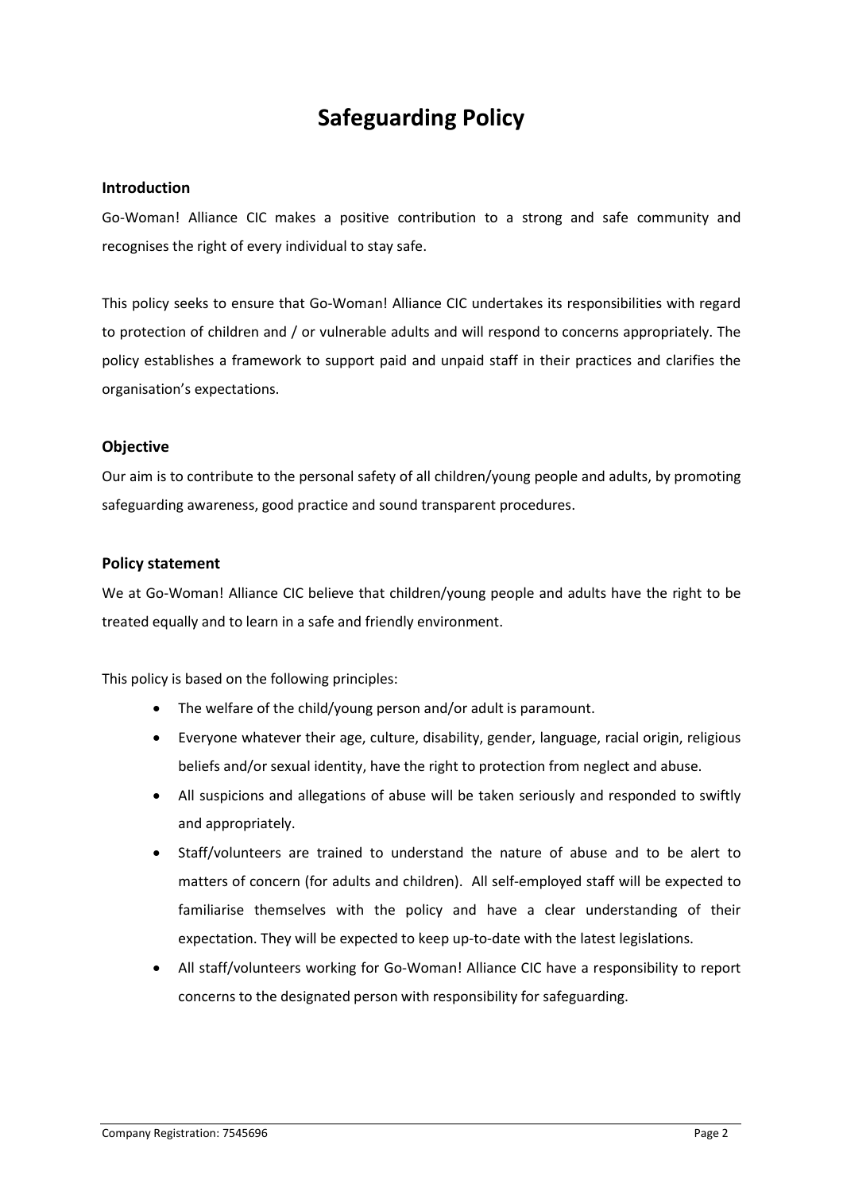# Safeguarding Policy

## Introduction

Go-Woman! Alliance CIC makes a positive contribution to a strong and safe community and recognises the right of every individual to stay safe.

This policy seeks to ensure that Go-Woman! Alliance CIC undertakes its responsibilities with regard to protection of children and / or vulnerable adults and will respond to concerns appropriately. The policy establishes a framework to support paid and unpaid staff in their practices and clarifies the organisation's expectations.

## Objective

Our aim is to contribute to the personal safety of all children/young people and adults, by promoting safeguarding awareness, good practice and sound transparent procedures.

## Policy statement

We at Go-Woman! Alliance CIC believe that children/young people and adults have the right to be treated equally and to learn in a safe and friendly environment.

This policy is based on the following principles:

- The welfare of the child/young person and/or adult is paramount.
- Everyone whatever their age, culture, disability, gender, language, racial origin, religious beliefs and/or sexual identity, have the right to protection from neglect and abuse.
- All suspicions and allegations of abuse will be taken seriously and responded to swiftly and appropriately.
- Staff/volunteers are trained to understand the nature of abuse and to be alert to matters of concern (for adults and children). All self-employed staff will be expected to familiarise themselves with the policy and have a clear understanding of their expectation. They will be expected to keep up-to-date with the latest legislations.
- All staff/volunteers working for Go-Woman! Alliance CIC have a responsibility to report concerns to the designated person with responsibility for safeguarding.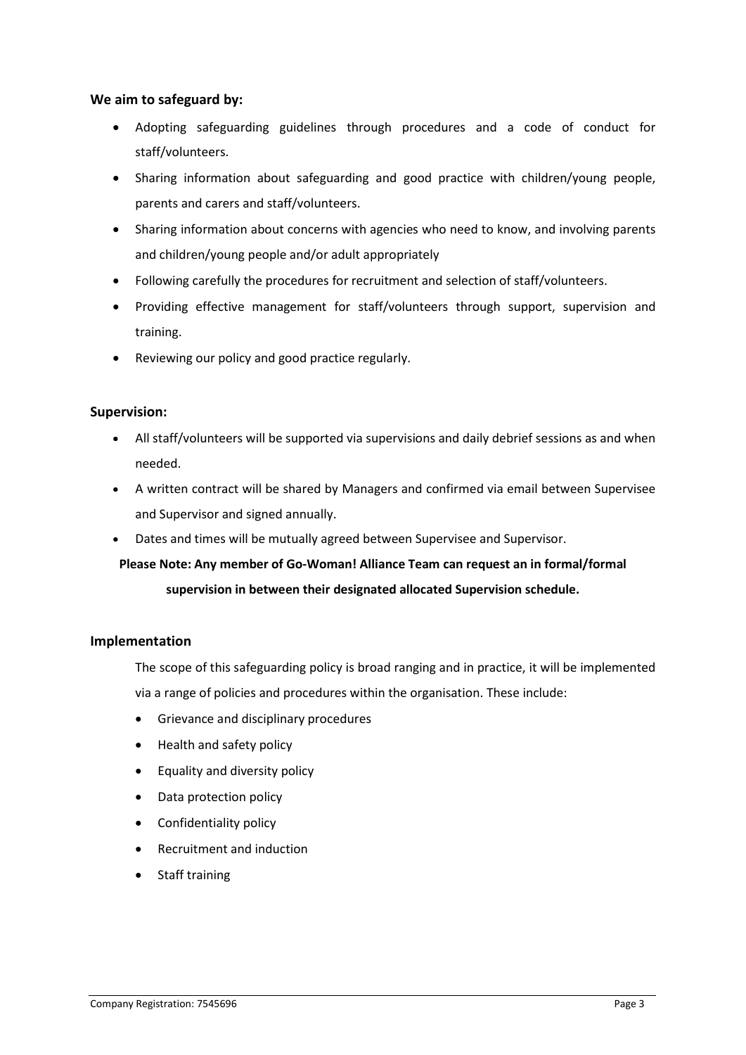### We aim to safeguard by:

- Adopting safeguarding guidelines through procedures and a code of conduct for staff/volunteers.
- Sharing information about safeguarding and good practice with children/young people, parents and carers and staff/volunteers.
- Sharing information about concerns with agencies who need to know, and involving parents and children/young people and/or adult appropriately
- Following carefully the procedures for recruitment and selection of staff/volunteers.
- Providing effective management for staff/volunteers through support, supervision and training.
- Reviewing our policy and good practice regularly.

### Supervision:

- All staff/volunteers will be supported via supervisions and daily debrief sessions as and when needed.
- A written contract will be shared by Managers and confirmed via email between Supervisee and Supervisor and signed annually.
- Dates and times will be mutually agreed between Supervisee and Supervisor.

**Please Note: Any member of Go-Woman! Alliance Team can request an in formal/formal supervision in between their designated allocated Supervision schedule.**

### Implementation

The scope of this safeguarding policy is broad ranging and in practice, it will be implemented via a range of policies and procedures within the organisation. These include:

- Grievance and disciplinary procedures
- Health and safety policy
- Equality and diversity policy
- Data protection policy
- Confidentiality policy
- Recruitment and induction
- Staff training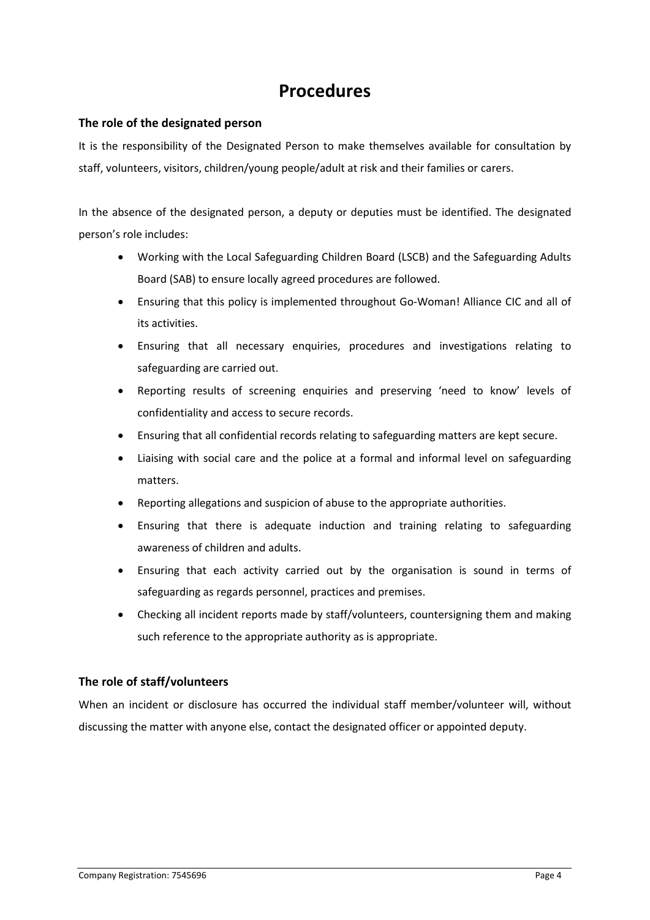# Procedures

### The role of the designated person

It is the responsibility of the Designated Person to make themselves available for consultation by staff, volunteers, visitors, children/young people/adult at risk and their families or carers.

In the absence of the designated person, a deputy or deputies must be identified. The designated person's role includes:

- Working with the Local Safeguarding Children Board (LSCB) and the Safeguarding Adults Board (SAB) to ensure locally agreed procedures are followed.
- Ensuring that this policy is implemented throughout Go-Woman! Alliance CIC and all of its activities.
- Ensuring that all necessary enquiries, procedures and investigations relating to safeguarding are carried out.
- Reporting results of screening enquiries and preserving 'need to know' levels of confidentiality and access to secure records.
- Ensuring that all confidential records relating to safeguarding matters are kept secure.
- Liaising with social care and the police at a formal and informal level on safeguarding matters.
- Reporting allegations and suspicion of abuse to the appropriate authorities.
- Ensuring that there is adequate induction and training relating to safeguarding awareness of children and adults.
- Ensuring that each activity carried out by the organisation is sound in terms of safeguarding as regards personnel, practices and premises.
- Checking all incident reports made by staff/volunteers, countersigning them and making such reference to the appropriate authority as is appropriate.

### The role of staff/volunteers

When an incident or disclosure has occurred the individual staff member/volunteer will, without discussing the matter with anyone else, contact the designated officer or appointed deputy.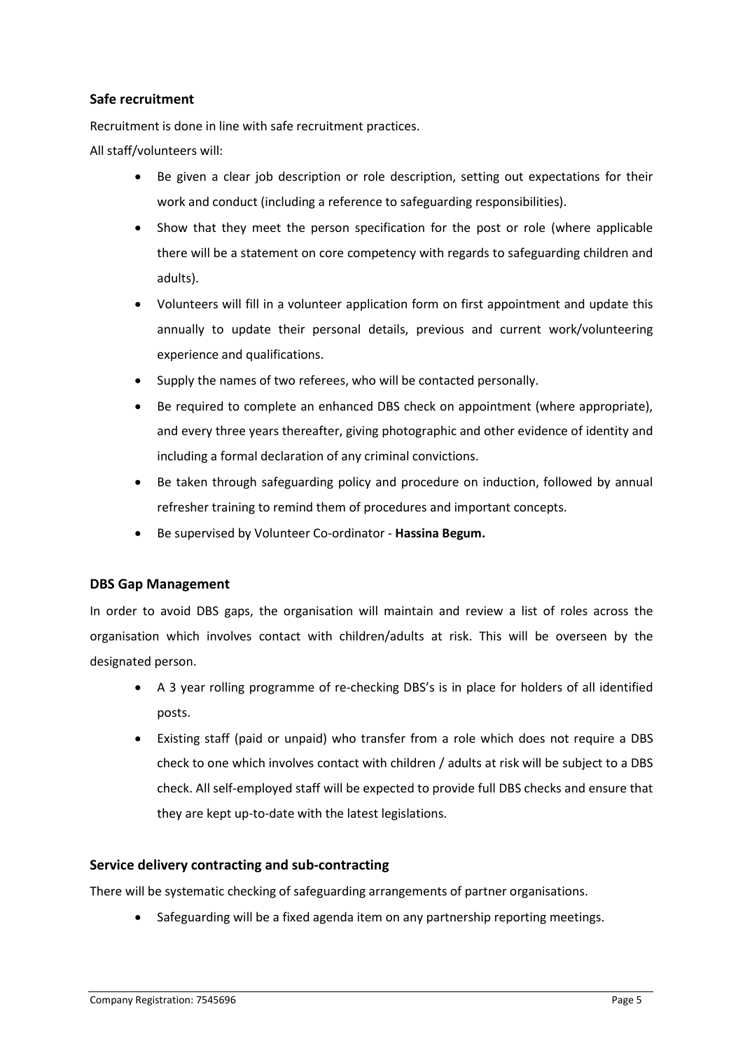### Safe recruitment

Recruitment is done in line with safe recruitment practices.

All staff/volunteers will:

- Be given a clear job description or role description, setting out expectations for their work and conduct (including a reference to safeguarding responsibilities).
- Show that they meet the person specification for the post or role (where applicable there will be a statement on core competency with regards to safeguarding children and adults).
- Volunteers will fill in a volunteer application form on first appointment and update this annually to update their personal details, previous and current work/volunteering experience and qualifications.
- Supply the names of two referees, who will be contacted personally.
- Be required to complete an enhanced DBS check on appointment (where appropriate), and every three years thereafter, giving photographic and other evidence of identity and including a formal declaration of any criminal convictions.
- Be taken through safeguarding policy and procedure on induction, followed by annual refresher training to remind them of procedures and important concepts.
- Be supervised by Volunteer Co-ordinator - **Hassina Begum.**

### DBS Gap Management

In order to avoid DBS gaps, the organisation will maintain and review a list of roles across the organisation which involves contact with children/adults at risk. This will be overseen by the designated person.

- A 3 year rolling programme of re-checking DBS's is in place for holders of all identified posts.
- Existing staff (paid or unpaid) who transfer from a role which does not require a DBS check to one which involves contact with children / adults at risk will be subject to a DBS check. All self-employed staff will be expected to provide full DBS checks and ensure that they are kept up-to-date with the latest legislations.

### Service delivery contracting and sub-contracting

There will be systematic checking of safeguarding arrangements of partner organisations.

- Safeguarding will be a fixed agenda item on any partnership reporting meetings.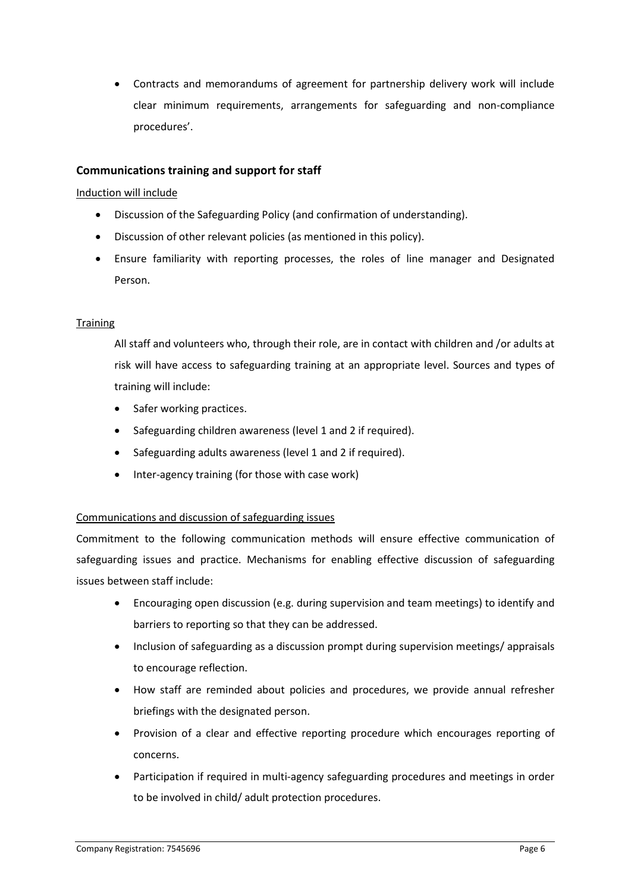- Contracts and memorandums of agreement for partnership delivery work will include clear minimum requirements, arrangements for safeguarding and non-compliance procedures'.

## Communications training and support for staff

Induction will include

- Discussion of the Safeguarding Policy (and confirmation of understanding).
- Discussion of other relevant policies (as mentioned in this policy).
- Ensure familiarity with reporting processes, the roles of line manager and Designated Person.

Training

All staff and volunteers who, through their role, are in contact with children and /or adults at risk will have access to safeguarding training at an appropriate level. Sources and types of training will include:

- Safer working practices.
- Safeguarding children awareness (level 1 and 2 if required).
- Safeguarding adults awareness (level 1 and 2 if required).
- Inter-agency training (for those with case work)

Communications and discussion of safeguarding issues

Commitment to the following communication methods will ensure effective communication of safeguarding issues and practice. Mechanisms for enabling effective discussion of safeguarding issues between staff include:

- Encouraging open discussion (e.g. during supervision and team meetings) to identify and barriers to reporting so that they can be addressed.
- Inclusion of safeguarding as a discussion prompt during supervision meetings/ appraisals to encourage reflection.
- How staff are reminded about policies and procedures, we provide annual refresher briefings with the designated person.
- Provision of a clear and effective reporting procedure which encourages reporting of concerns.
- Participation if required in multi-agency safeguarding procedures and meetings in order to be involved in child/ adult protection procedures.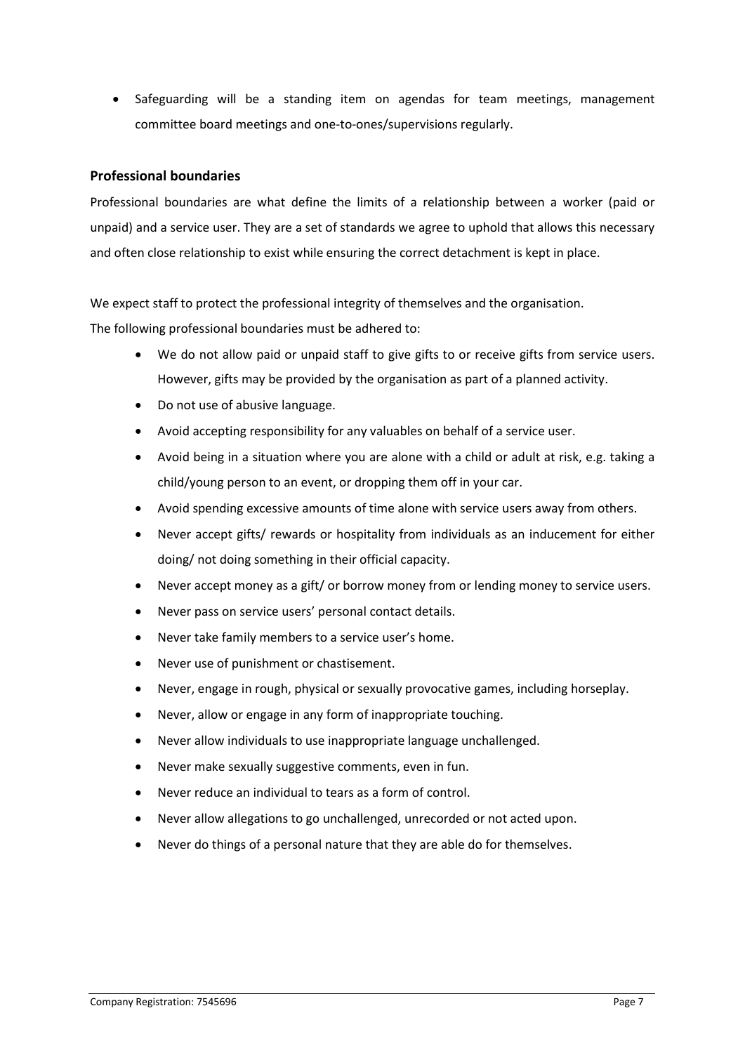- Safeguarding will be a standing item on agendas for team meetings, management committee board meetings and one-to-ones/supervisions regularly.

### Professional boundaries

Professional boundaries are what define the limits of a relationship between a worker (paid or unpaid) and a service user. They are a set of standards we agree to uphold that allows this necessary and often close relationship to exist while ensuring the correct detachment is kept in place.

We expect staff to protect the professional integrity of themselves and the organisation.
The following professional boundaries must be adhered to:

- We do not allow paid or unpaid staff to give gifts to or receive gifts from service users. However, gifts may be provided by the organisation as part of a planned activity.
- Do not use of abusive language.
- Avoid accepting responsibility for any valuables on behalf of a service user.
- Avoid being in a situation where you are alone with a child or adult at risk, e.g. taking a child/young person to an event, or dropping them off in your car.
- Avoid spending excessive amounts of time alone with service users away from others.
- Never accept gifts/ rewards or hospitality from individuals as an inducement for either doing/ not doing something in their official capacity.
- Never accept money as a gift/ or borrow money from or lending money to service users.
- Never pass on service users' personal contact details.
- Never take family members to a service user's home.
- Never use of punishment or chastisement.
- Never, engage in rough, physical or sexually provocative games, including horseplay.
- Never, allow or engage in any form of inappropriate touching.
- Never allow individuals to use inappropriate language unchallenged.
- Never make sexually suggestive comments, even in fun.
- Never reduce an individual to tears as a form of control.
- Never allow allegations to go unchallenged, unrecorded or not acted upon.
- Never do things of a personal nature that they are able do for themselves.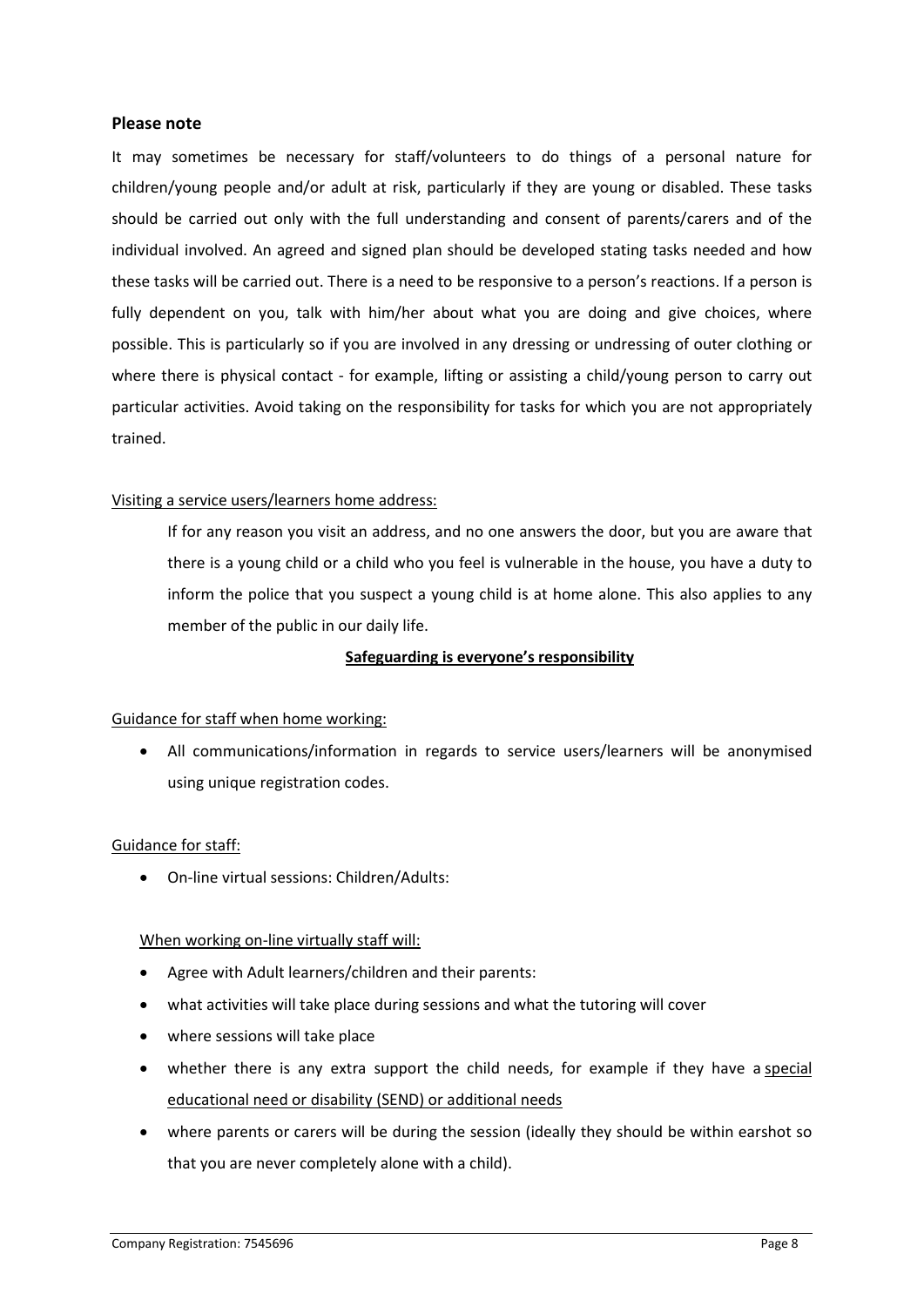### Please note

It may sometimes be necessary for staff/volunteers to do things of a personal nature for children/young people and/or adult at risk, particularly if they are young or disabled. These tasks should be carried out only with the full understanding and consent of parents/carers and of the individual involved. An agreed and signed plan should be developed stating tasks needed and how these tasks will be carried out. There is a need to be responsive to a person's reactions. If a person is fully dependent on you, talk with him/her about what you are doing and give choices, where possible. This is particularly so if you are involved in any dressing or undressing of outer clothing or where there is physical contact - for example, lifting or assisting a child/young person to carry out particular activities. Avoid taking on the responsibility for tasks for which you are not appropriately trained.

Visiting a service users/learners home address:

If for any reason you visit an address, and no one answers the door, but you are aware that there is a young child or a child who you feel is vulnerable in the house, you have a duty to inform the police that you suspect a young child is at home alone. This also applies to any member of the public in our daily life.

**Safeguarding is everyone's responsibility**

Guidance for staff when home working:

- All communications/information in regards to service users/learners will be anonymised using unique registration codes.

Guidance for staff:

- On-line virtual sessions: Children/Adults:

When working on-line virtually staff will:

- Agree with Adult learners/children and their parents:
- what activities will take place during sessions and what the tutoring will cover
- where sessions will take place
- whether there is any extra support the child needs, for example if they have a special educational need or disability (SEND) or additional needs
- where parents or carers will be during the session (ideally they should be within earshot so that you are never completely alone with a child).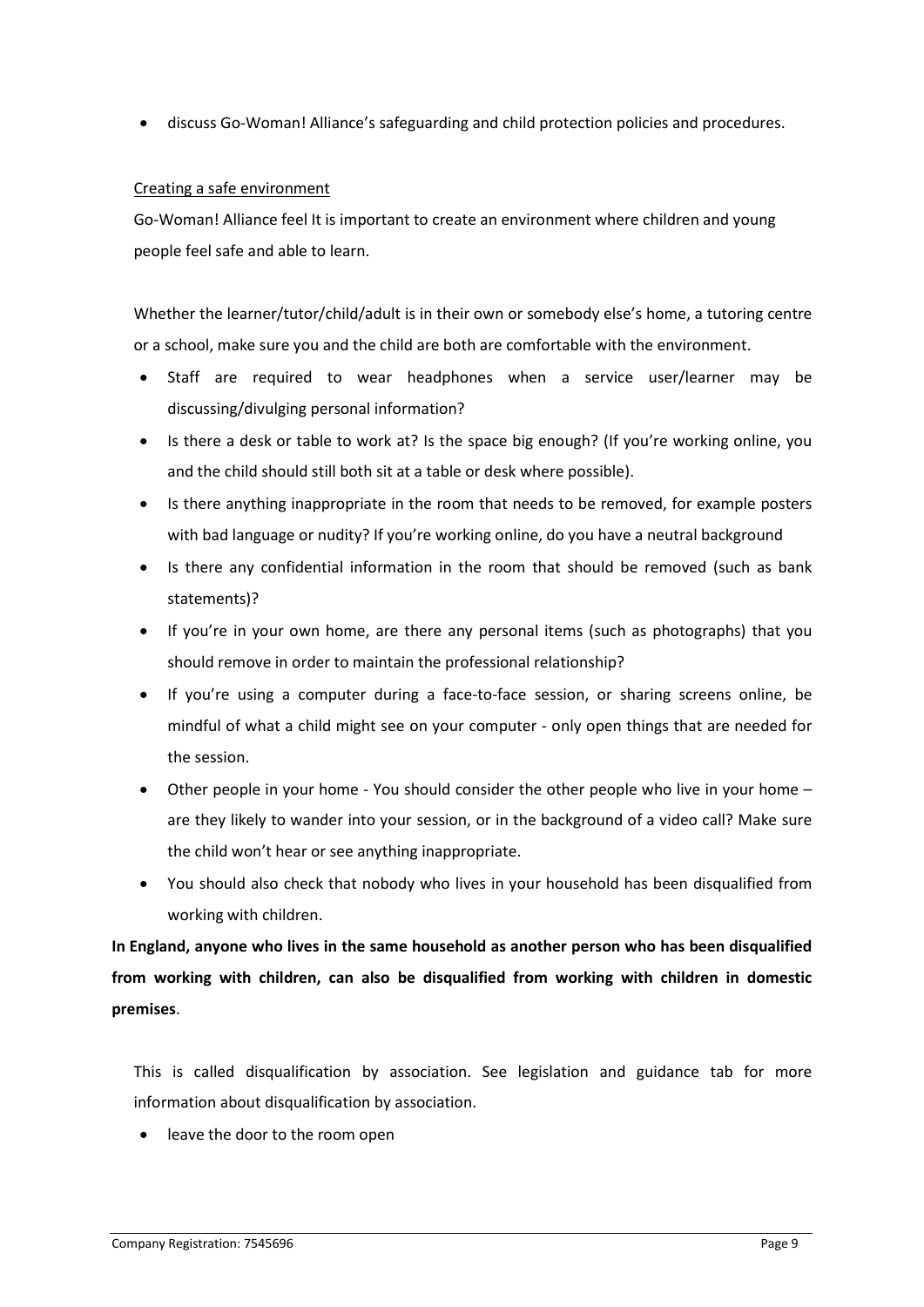- discuss Go-Woman! Alliance's safeguarding and child protection policies and procedures.

Creating a safe environment

Go-Woman! Alliance feel It is important to create an environment where children and young people feel safe and able to learn.

Whether the learner/tutor/child/adult is in their own or somebody else's home, a tutoring centre or a school, make sure you and the child are both are comfortable with the environment.

- Staff are required to wear headphones when a service user/learner may be discussing/divulging personal information?
- Is there a desk or table to work at? Is the space big enough? (If you're working online, you and the child should still both sit at a table or desk where possible).
- Is there anything inappropriate in the room that needs to be removed, for example posters with bad language or nudity? If you're working online, do you have a neutral background
- Is there any confidential information in the room that should be removed (such as bank statements)?
- If you're in your own home, are there any personal items (such as photographs) that you should remove in order to maintain the professional relationship?
- If you're using a computer during a face-to-face session, or sharing screens online, be mindful of what a child might see on your computer - only open things that are needed for the session.
- Other people in your home - You should consider the other people who live in your home – are they likely to wander into your session, or in the background of a video call? Make sure the child won't hear or see anything inappropriate.
- You should also check that nobody who lives in your household has been disqualified from working with children.

**In England, anyone who lives in the same household as another person who has been disqualified from working with children, can also be disqualified from working with children in domestic premises**.

This is called disqualification by association. See legislation and guidance tab for more information about disqualification by association.

- leave the door to the room open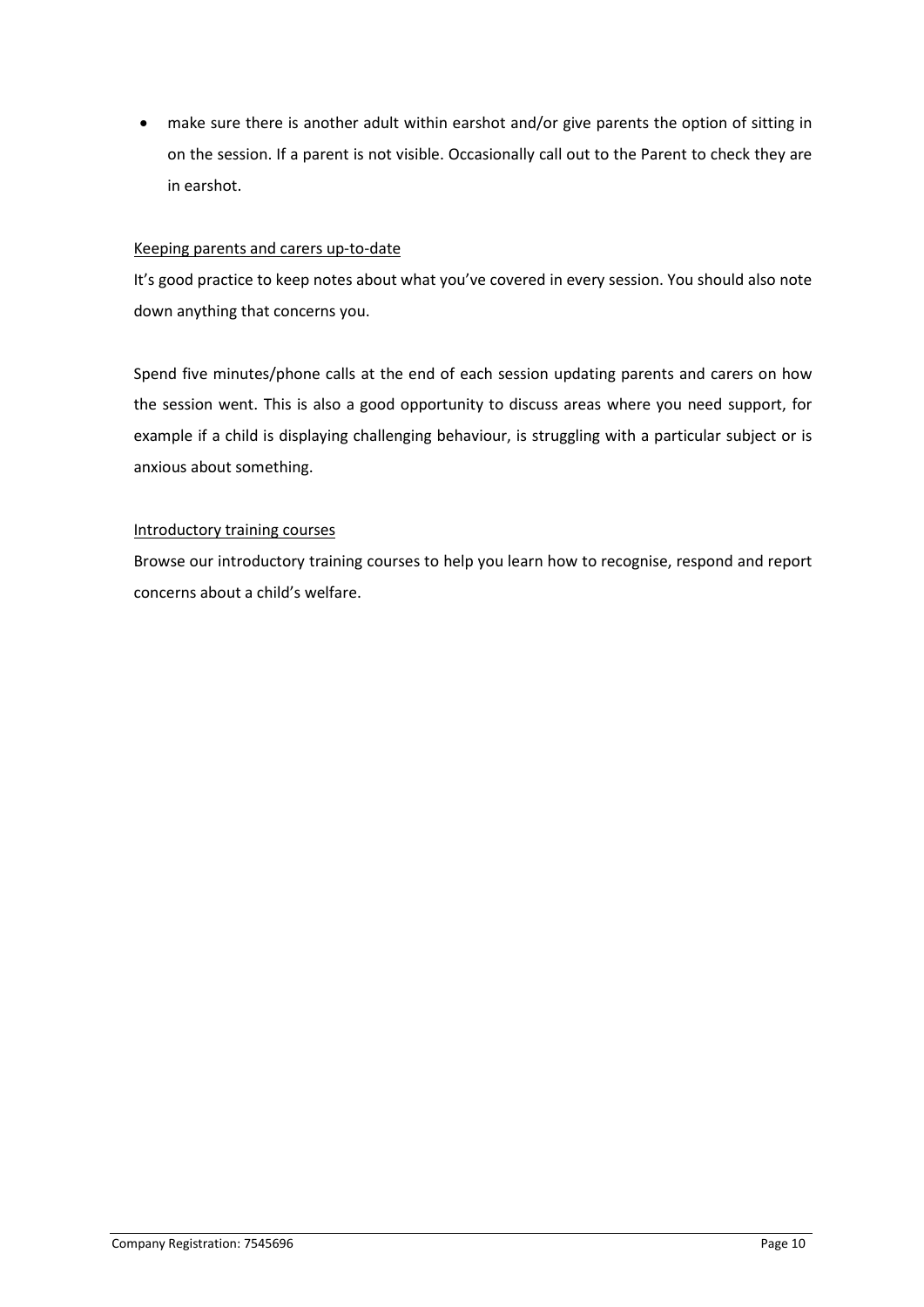- make sure there is another adult within earshot and/or give parents the option of sitting in on the session. If a parent is not visible. Occasionally call out to the Parent to check they are in earshot.

<u>Keeping parents and carers up-to-date</u>

It's good practice to keep notes about what you've covered in every session. You should also note down anything that concerns you.

Spend five minutes/phone calls at the end of each session updating parents and carers on how the session went. This is also a good opportunity to discuss areas where you need support, for example if a child is displaying challenging behaviour, is struggling with a particular subject or is anxious about something.

<u>Introductory training courses</u>

Browse our introductory training courses to help you learn how to recognise, respond and report concerns about a child's welfare.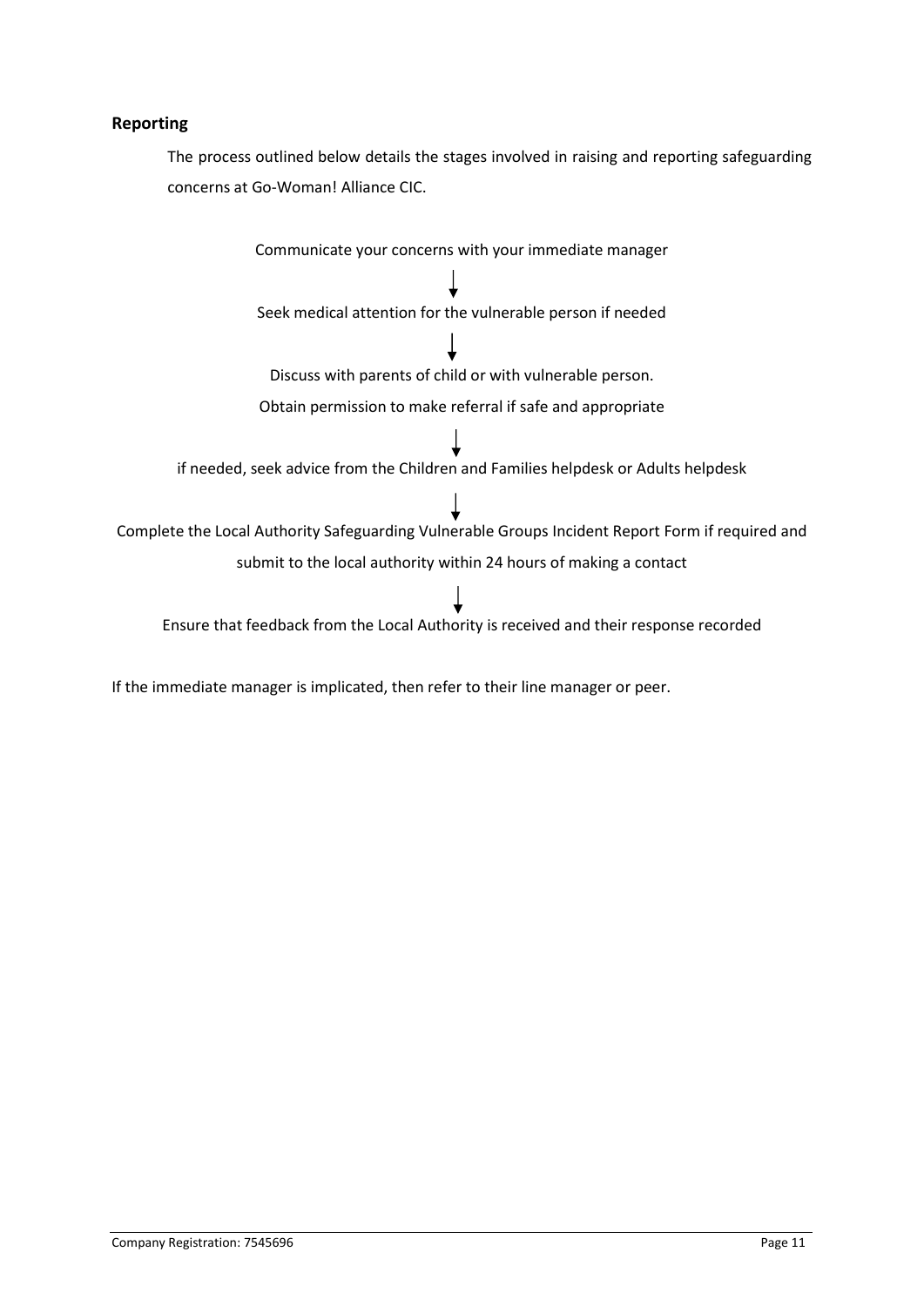## Reporting

The process outlined below details the stages involved in raising and reporting safeguarding concerns at Go-Woman! Alliance CIC.

Communicate your concerns with your immediate manager

↓

Seek medical attention for the vulnerable person if needed

↓

Discuss with parents of child or with vulnerable person.

Obtain permission to make referral if safe and appropriate

↓

if needed, seek advice from the Children and Families helpdesk or Adults helpdesk

↓

Complete the Local Authority Safeguarding Vulnerable Groups Incident Report Form if required and submit to the local authority within 24 hours of making a contact

↓

Ensure that feedback from the Local Authority is received and their response recorded

If the immediate manager is implicated, then refer to their line manager or peer.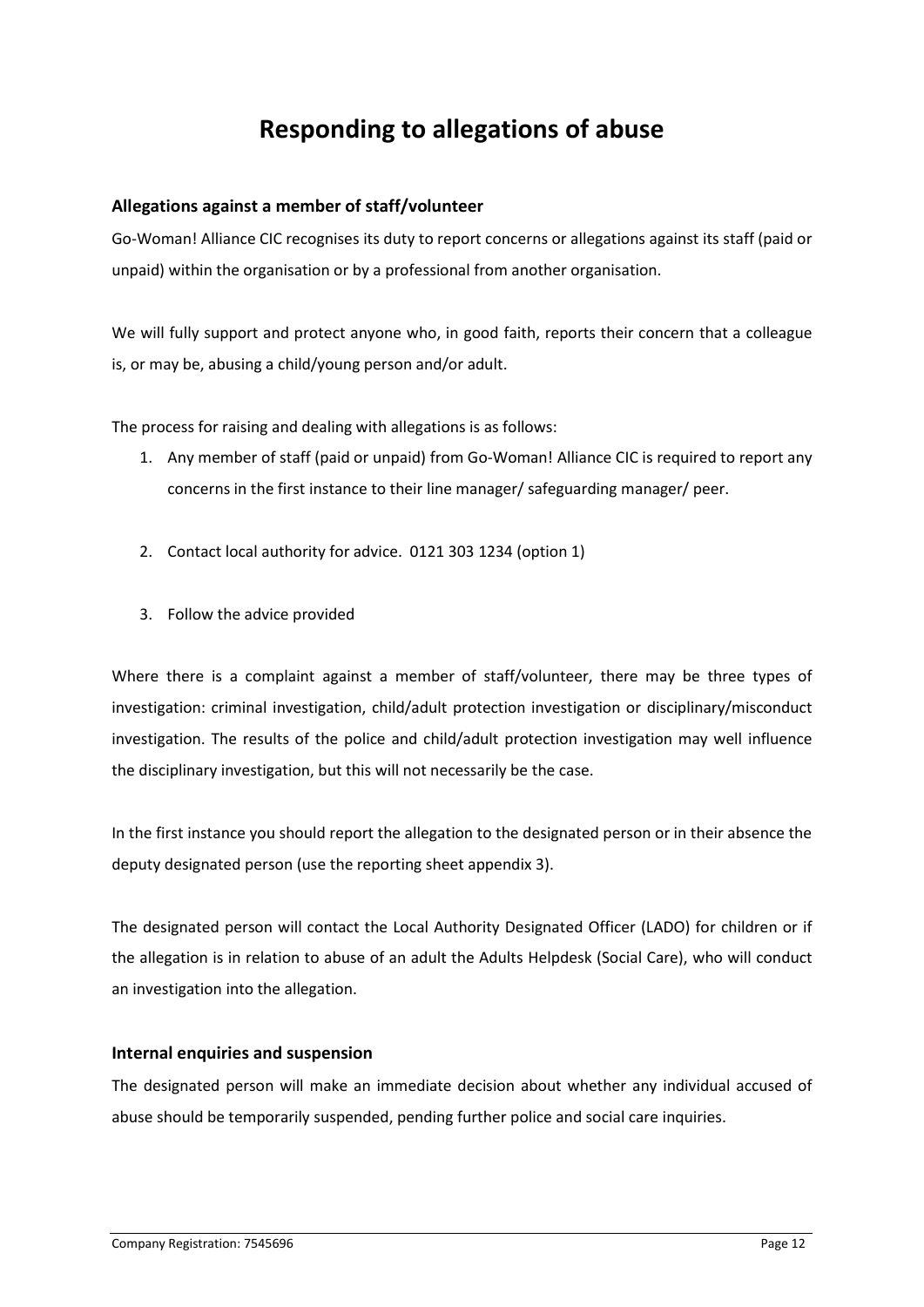# Responding to allegations of abuse

### Allegations against a member of staff/volunteer

Go-Woman! Alliance CIC recognises its duty to report concerns or allegations against its staff (paid or unpaid) within the organisation or by a professional from another organisation.

We will fully support and protect anyone who, in good faith, reports their concern that a colleague is, or may be, abusing a child/young person and/or adult.

The process for raising and dealing with allegations is as follows:

1. Any member of staff (paid or unpaid) from Go-Woman! Alliance CIC is required to report any concerns in the first instance to their line manager/ safeguarding manager/ peer.

2. Contact local authority for advice. 0121 303 1234 (option 1)

3. Follow the advice provided

Where there is a complaint against a member of staff/volunteer, there may be three types of investigation: criminal investigation, child/adult protection investigation or disciplinary/misconduct investigation. The results of the police and child/adult protection investigation may well influence the disciplinary investigation, but this will not necessarily be the case.

In the first instance you should report the allegation to the designated person or in their absence the deputy designated person (use the reporting sheet appendix 3).

The designated person will contact the Local Authority Designated Officer (LADO) for children or if the allegation is in relation to abuse of an adult the Adults Helpdesk (Social Care), who will conduct an investigation into the allegation.

### Internal enquiries and suspension

The designated person will make an immediate decision about whether any individual accused of abuse should be temporarily suspended, pending further police and social care inquiries.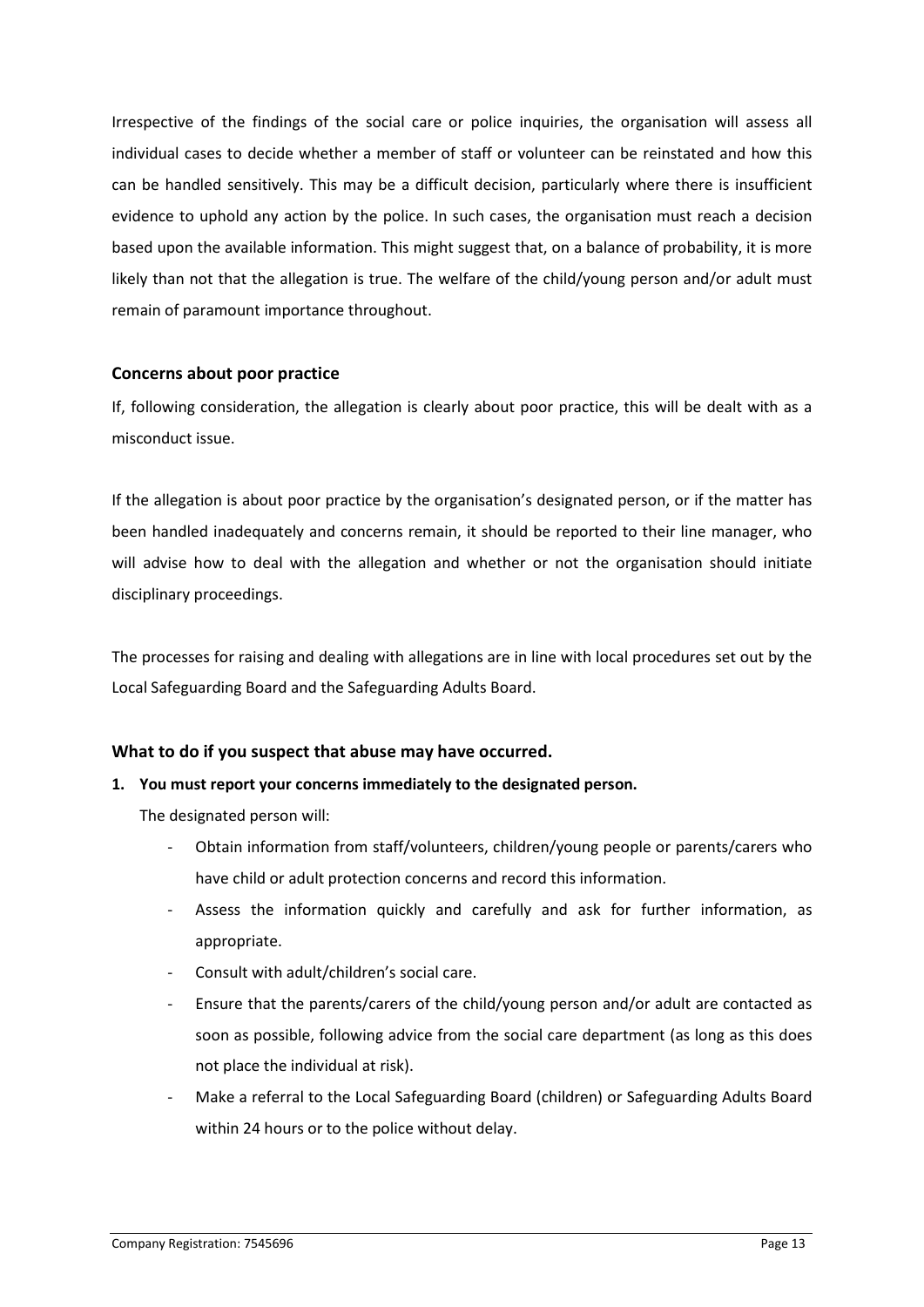Irrespective of the findings of the social care or police inquiries, the organisation will assess all individual cases to decide whether a member of staff or volunteer can be reinstated and how this can be handled sensitively. This may be a difficult decision, particularly where there is insufficient evidence to uphold any action by the police. In such cases, the organisation must reach a decision based upon the available information. This might suggest that, on a balance of probability, it is more likely than not that the allegation is true. The welfare of the child/young person and/or adult must remain of paramount importance throughout.

### Concerns about poor practice

If, following consideration, the allegation is clearly about poor practice, this will be dealt with as a misconduct issue.

If the allegation is about poor practice by the organisation's designated person, or if the matter has been handled inadequately and concerns remain, it should be reported to their line manager, who will advise how to deal with the allegation and whether or not the organisation should initiate disciplinary proceedings.

The processes for raising and dealing with allegations are in line with local procedures set out by the Local Safeguarding Board and the Safeguarding Adults Board.

### What to do if you suspect that abuse may have occurred.

1. **You must report your concerns immediately to the designated person.**

   The designated person will:

   - Obtain information from staff/volunteers, children/young people or parents/carers who have child or adult protection concerns and record this information.
   - Assess the information quickly and carefully and ask for further information, as appropriate.
   - Consult with adult/children's social care.
   - Ensure that the parents/carers of the child/young person and/or adult are contacted as soon as possible, following advice from the social care department (as long as this does not place the individual at risk).
   - Make a referral to the Local Safeguarding Board (children) or Safeguarding Adults Board within 24 hours or to the police without delay.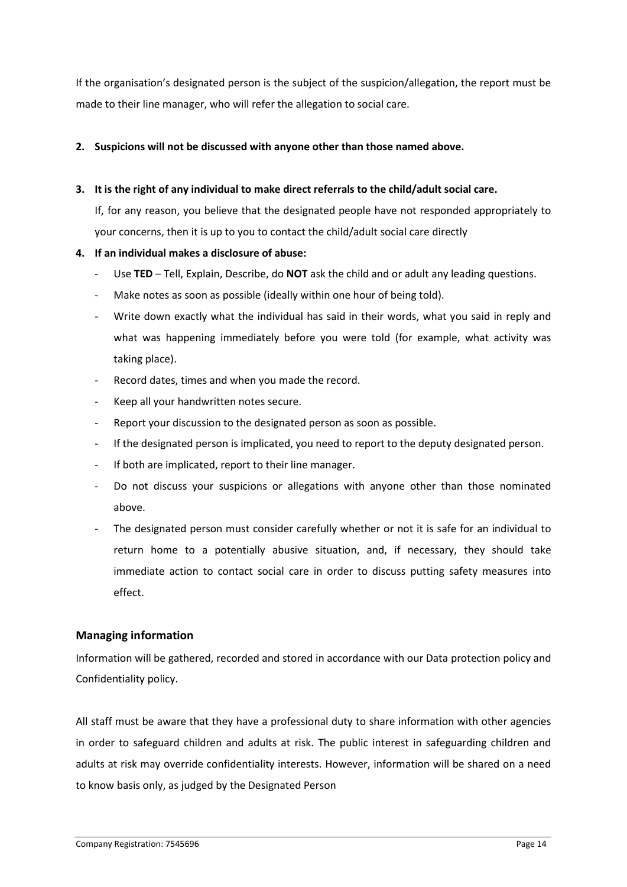If the organisation's designated person is the subject of the suspicion/allegation, the report must be made to their line manager, who will refer the allegation to social care.

2. **Suspicions will not be discussed with anyone other than those named above.**

3. **It is the right of any individual to make direct referrals to the child/adult social care.**

   If, for any reason, you believe that the designated people have not responded appropriately to your concerns, then it is up to you to contact the child/adult social care directly

4. **If an individual makes a disclosure of abuse:**
   - Use **TED** – Tell, Explain, Describe, do **NOT** ask the child and or adult any leading questions.
   - Make notes as soon as possible (ideally within one hour of being told).
   - Write down exactly what the individual has said in their words, what you said in reply and what was happening immediately before you were told (for example, what activity was taking place).
   - Record dates, times and when you made the record.
   - Keep all your handwritten notes secure.
   - Report your discussion to the designated person as soon as possible.
   - If the designated person is implicated, you need to report to the deputy designated person.
   - If both are implicated, report to their line manager.
   - Do not discuss your suspicions or allegations with anyone other than those nominated above.
   - The designated person must consider carefully whether or not it is safe for an individual to return home to a potentially abusive situation, and, if necessary, they should take immediate action to contact social care in order to discuss putting safety measures into effect.

## Managing information

Information will be gathered, recorded and stored in accordance with our Data protection policy and Confidentiality policy.

All staff must be aware that they have a professional duty to share information with other agencies in order to safeguard children and adults at risk. The public interest in safeguarding children and adults at risk may override confidentiality interests. However, information will be shared on a need to know basis only, as judged by the Designated Person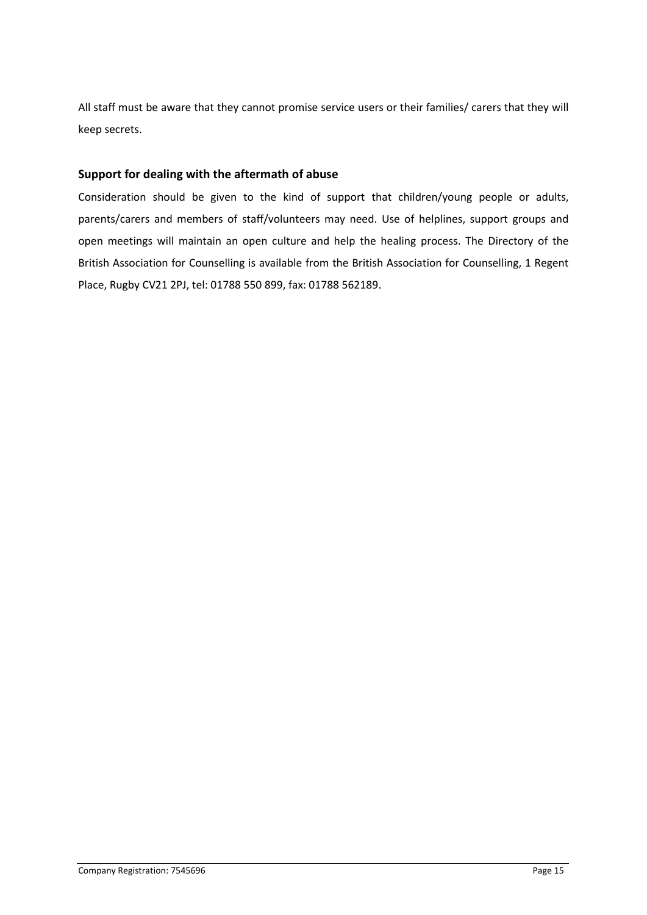All staff must be aware that they cannot promise service users or their families/ carers that they will keep secrets.

### Support for dealing with the aftermath of abuse

Consideration should be given to the kind of support that children/young people or adults, parents/carers and members of staff/volunteers may need. Use of helplines, support groups and open meetings will maintain an open culture and help the healing process. The Directory of the British Association for Counselling is available from the British Association for Counselling, 1 Regent Place, Rugby CV21 2PJ, tel: 01788 550 899, fax: 01788 562189.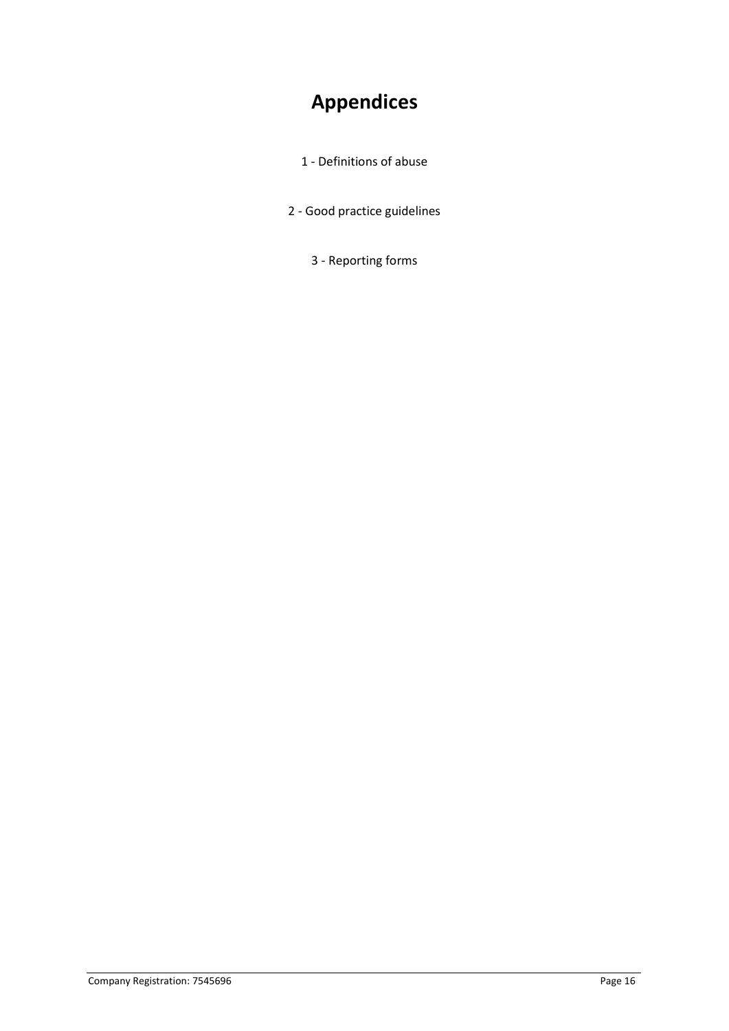# Appendices

1 - Definitions of abuse

2 - Good practice guidelines

3 - Reporting forms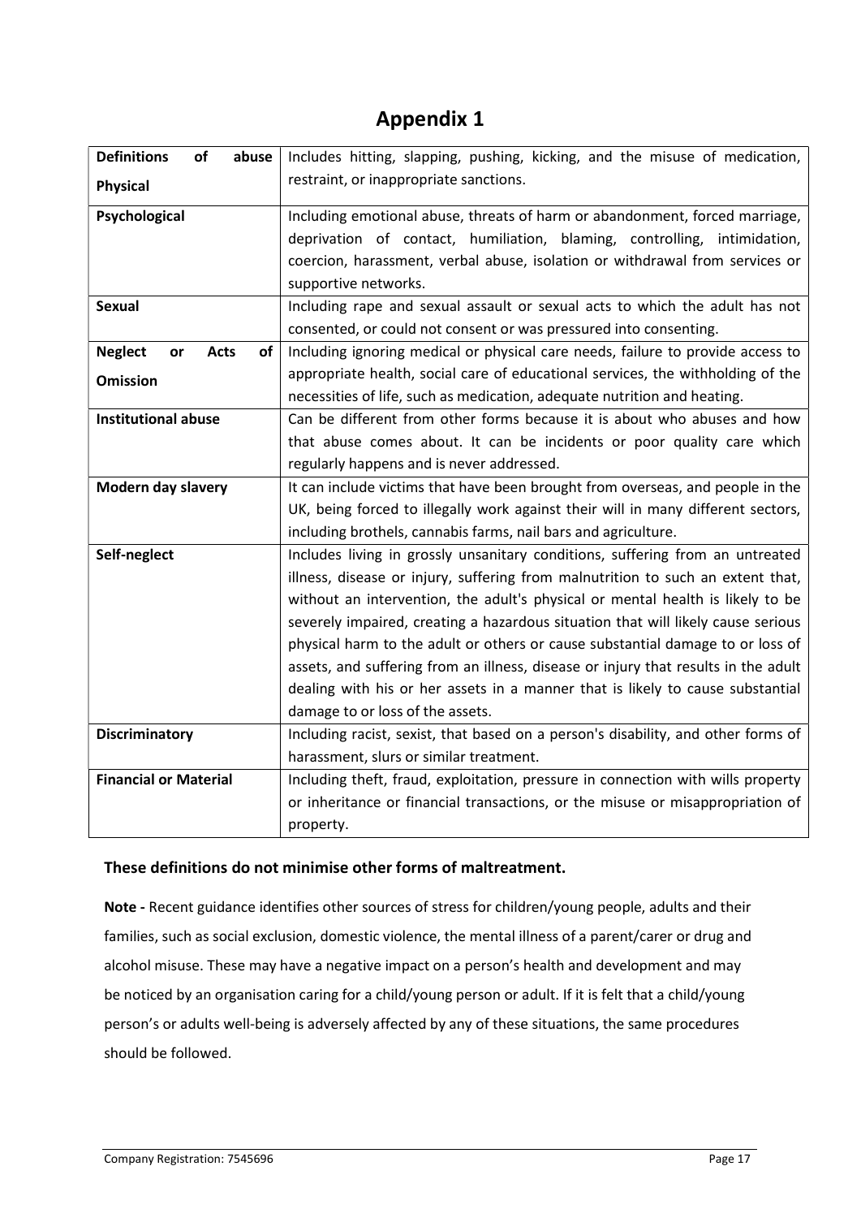# Appendix 1

| Definitions of abuse<br>Physical | Includes hitting, slapping, pushing, kicking, and the misuse of medication, restraint, or inappropriate sanctions. |
|---|---|
| **Psychological** | Including emotional abuse, threats of harm or abandonment, forced marriage, deprivation of contact, humiliation, blaming, controlling, intimidation, coercion, harassment, verbal abuse, isolation or withdrawal from services or supportive networks. |
| **Sexual** | Including rape and sexual assault or sexual acts to which the adult has not consented, or could not consent or was pressured into consenting. |
| **Neglect or Acts of Omission** | Including ignoring medical or physical care needs, failure to provide access to appropriate health, social care of educational services, the withholding of the necessities of life, such as medication, adequate nutrition and heating. |
| **Institutional abuse** | Can be different from other forms because it is about who abuses and how that abuse comes about. It can be incidents or poor quality care which regularly happens and is never addressed. |
| **Modern day slavery** | It can include victims that have been brought from overseas, and people in the UK, being forced to illegally work against their will in many different sectors, including brothels, cannabis farms, nail bars and agriculture. |
| **Self-neglect** | Includes living in grossly unsanitary conditions, suffering from an untreated illness, disease or injury, suffering from malnutrition to such an extent that, without an intervention, the adult's physical or mental health is likely to be severely impaired, creating a hazardous situation that will likely cause serious physical harm to the adult or others or cause substantial damage to or loss of assets, and suffering from an illness, disease or injury that results in the adult dealing with his or her assets in a manner that is likely to cause substantial damage to or loss of the assets. |
| **Discriminatory** | Including racist, sexist, that based on a person's disability, and other forms of harassment, slurs or similar treatment. |
| **Financial or Material** | Including theft, fraud, exploitation, pressure in connection with wills property or inheritance or financial transactions, or the misuse or misappropriation of property. |

**These definitions do not minimise other forms of maltreatment.**

**Note -** Recent guidance identifies other sources of stress for children/young people, adults and their families, such as social exclusion, domestic violence, the mental illness of a parent/carer or drug and alcohol misuse. These may have a negative impact on a person's health and development and may be noticed by an organisation caring for a child/young person or adult. If it is felt that a child/young person's or adults well-being is adversely affected by any of these situations, the same procedures should be followed.

Company Registration: 7545696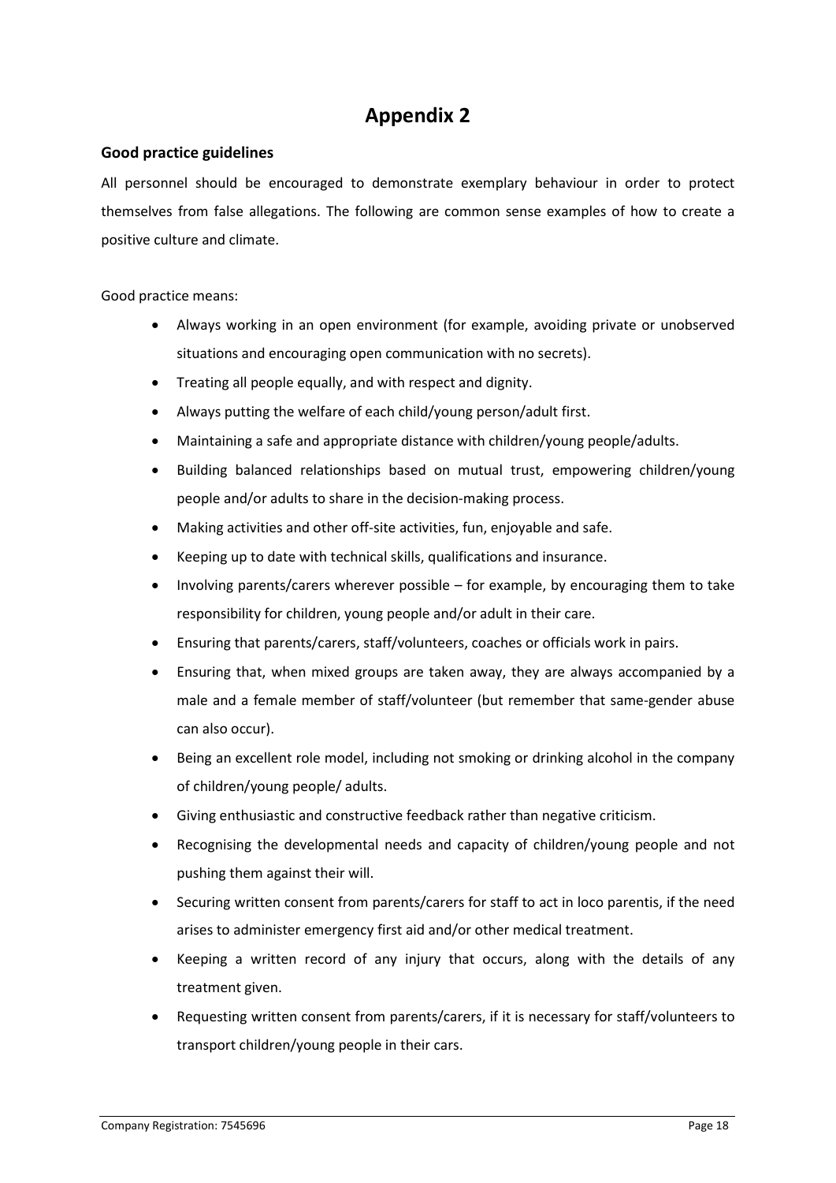# Appendix 2

**Good practice guidelines**

All personnel should be encouraged to demonstrate exemplary behaviour in order to protect themselves from false allegations. The following are common sense examples of how to create a positive culture and climate.

Good practice means:

- Always working in an open environment (for example, avoiding private or unobserved situations and encouraging open communication with no secrets).
- Treating all people equally, and with respect and dignity.
- Always putting the welfare of each child/young person/adult first.
- Maintaining a safe and appropriate distance with children/young people/adults.
- Building balanced relationships based on mutual trust, empowering children/young people and/or adults to share in the decision-making process.
- Making activities and other off-site activities, fun, enjoyable and safe.
- Keeping up to date with technical skills, qualifications and insurance.
- Involving parents/carers wherever possible – for example, by encouraging them to take responsibility for children, young people and/or adult in their care.
- Ensuring that parents/carers, staff/volunteers, coaches or officials work in pairs.
- Ensuring that, when mixed groups are taken away, they are always accompanied by a male and a female member of staff/volunteer (but remember that same-gender abuse can also occur).
- Being an excellent role model, including not smoking or drinking alcohol in the company of children/young people/ adults.
- Giving enthusiastic and constructive feedback rather than negative criticism.
- Recognising the developmental needs and capacity of children/young people and not pushing them against their will.
- Securing written consent from parents/carers for staff to act in loco parentis, if the need arises to administer emergency first aid and/or other medical treatment.
- Keeping a written record of any injury that occurs, along with the details of any treatment given.
- Requesting written consent from parents/carers, if it is necessary for staff/volunteers to transport children/young people in their cars.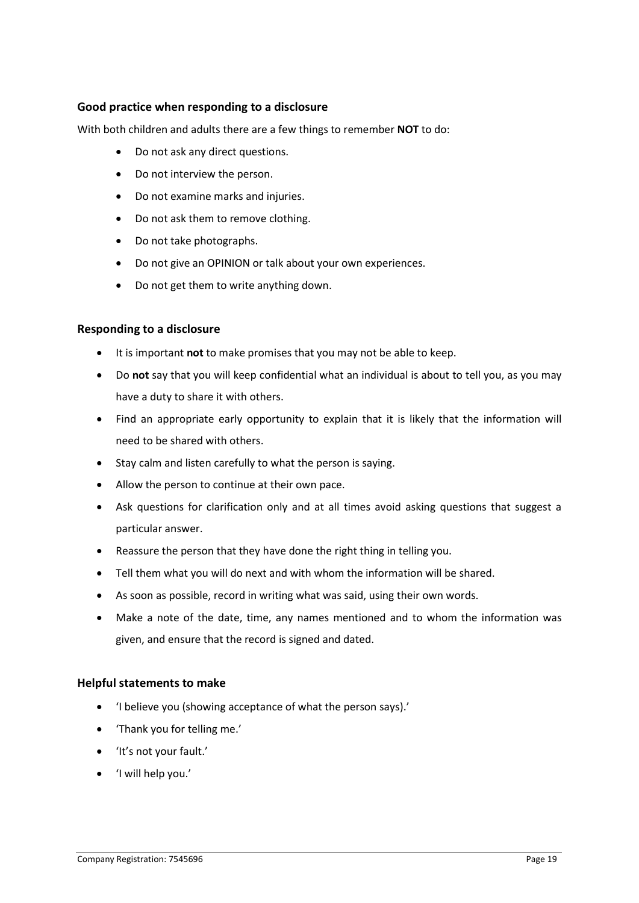### Good practice when responding to a disclosure

With both children and adults there are a few things to remember **NOT** to do:

- Do not ask any direct questions.
- Do not interview the person.
- Do not examine marks and injuries.
- Do not ask them to remove clothing.
- Do not take photographs.
- Do not give an OPINION or talk about your own experiences.
- Do not get them to write anything down.

### Responding to a disclosure

- It is important **not** to make promises that you may not be able to keep.
- Do **not** say that you will keep confidential what an individual is about to tell you, as you may have a duty to share it with others.
- Find an appropriate early opportunity to explain that it is likely that the information will need to be shared with others.
- Stay calm and listen carefully to what the person is saying.
- Allow the person to continue at their own pace.
- Ask questions for clarification only and at all times avoid asking questions that suggest a particular answer.
- Reassure the person that they have done the right thing in telling you.
- Tell them what you will do next and with whom the information will be shared.
- As soon as possible, record in writing what was said, using their own words.
- Make a note of the date, time, any names mentioned and to whom the information was given, and ensure that the record is signed and dated.

### Helpful statements to make

- 'I believe you (showing acceptance of what the person says).'
- 'Thank you for telling me.'
- 'It's not your fault.'
- 'I will help you.'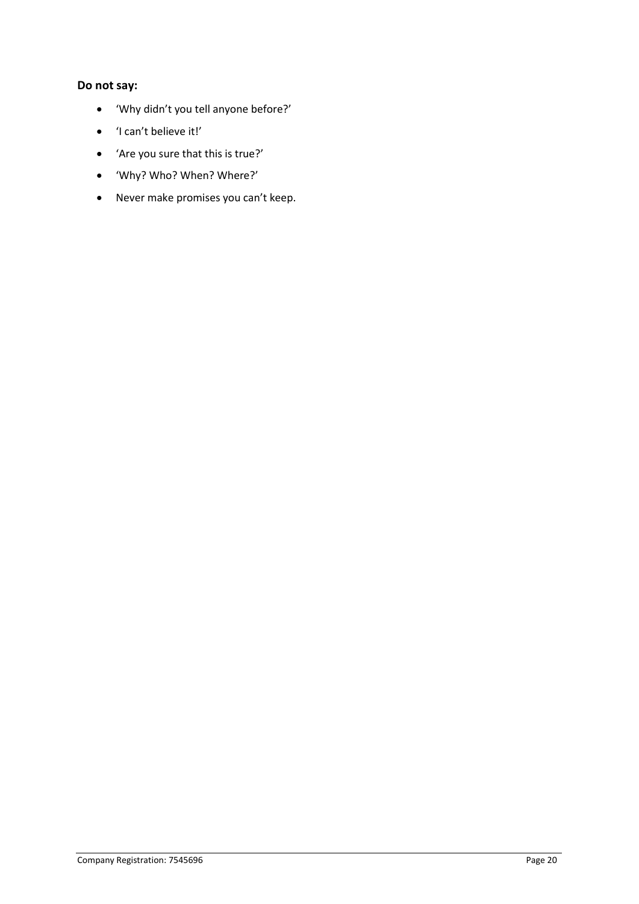**Do not say:**

- 'Why didn't you tell anyone before?'
- 'I can't believe it!'
- 'Are you sure that this is true?'
- 'Why? Who? When? Where?'
- Never make promises you can't keep.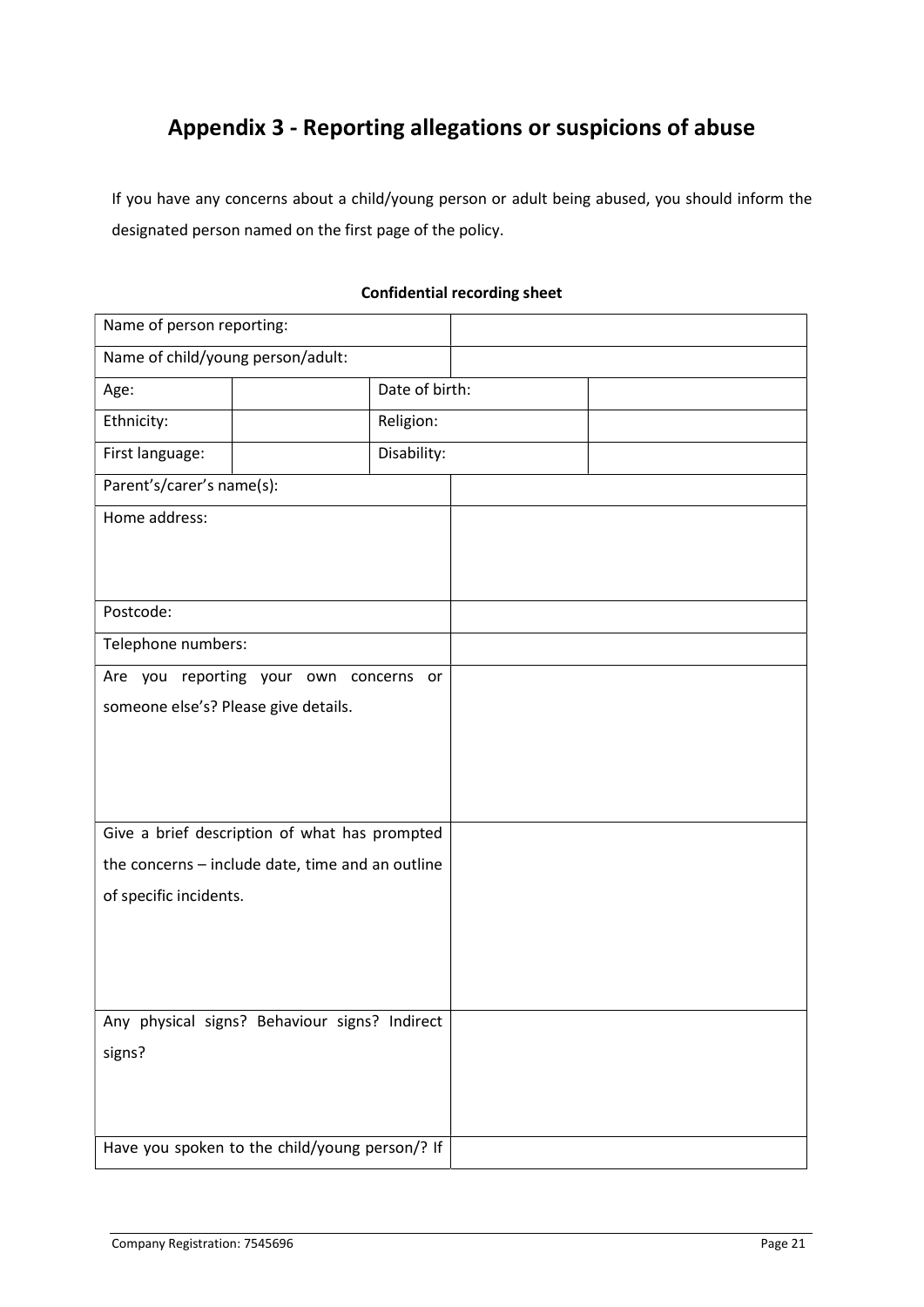# Appendix 3 - Reporting allegations or suspicions of abuse

If you have any concerns about a child/young person or adult being abused, you should inform the designated person named on the first page of the policy.

**Confidential recording sheet**

| Name of person reporting: | | | |
|---|---|---|---|
| Name of child/young person/adult: | | | |
| Age: | | Date of birth: | |
| Ethnicity: | | Religion: | |
| First language: | | Disability: | |
| Parent's/carer's name(s): | | | |
| Home address: | | | |
| Postcode: | | | |
| Telephone numbers: | | | |
| Are you reporting your own concerns or someone else's? Please give details. | | | |
| Give a brief description of what has prompted the concerns – include date, time and an outline of specific incidents. | | | |
| Any physical signs? Behaviour signs? Indirect signs? | | | |
| Have you spoken to the child/young person/? If | | | |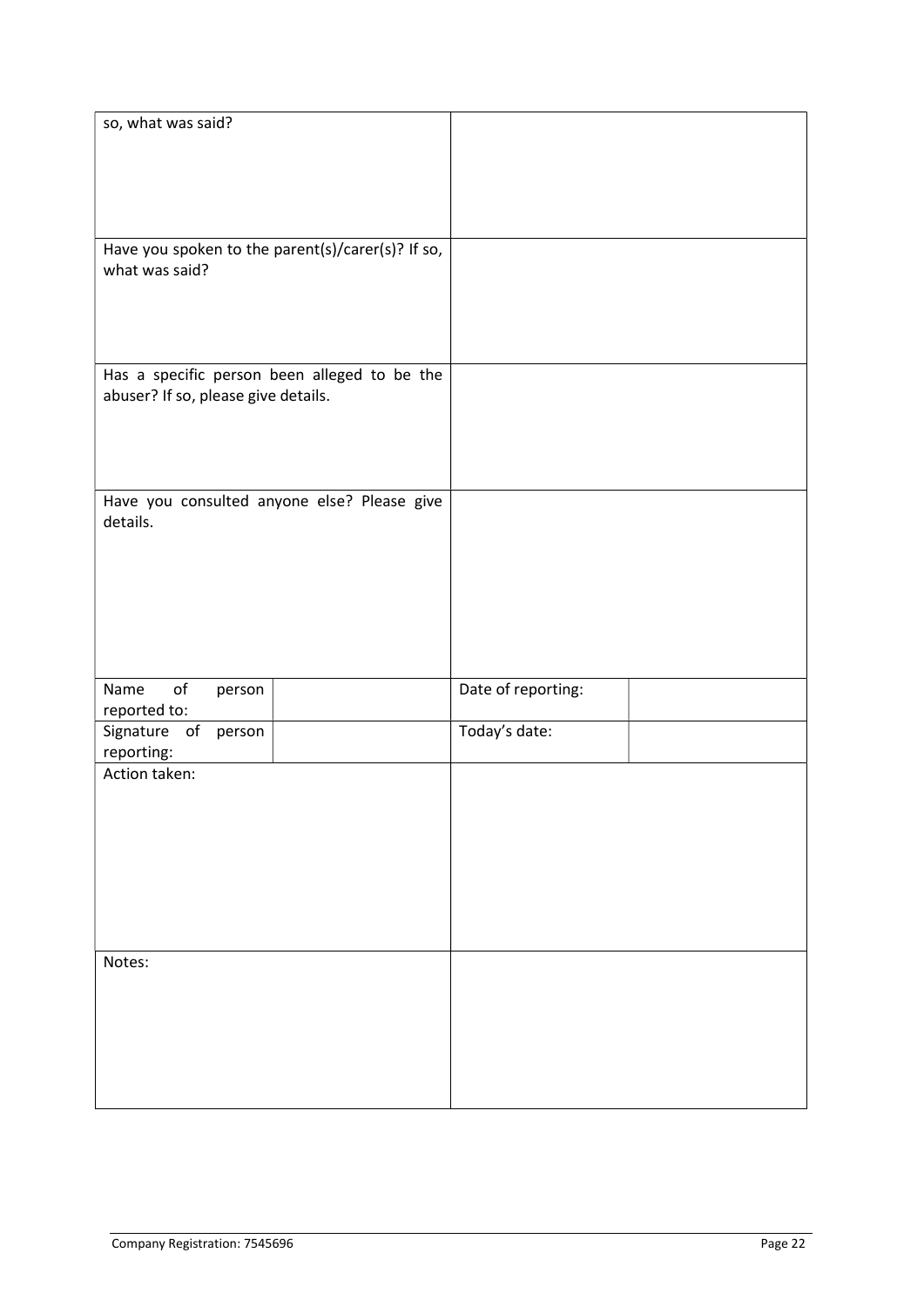| | | | |
|---|---|---|---|
| so, what was said? | | | |
| Have you spoken to the parent(s)/carer(s)? If so, what was said? | | | |
| Has a specific person been alleged to be the abuser? If so, please give details. | | | |
| Have you consulted anyone else? Please give details. | | | |
| Name of person reported to: | | Date of reporting: | |
| Signature of person reporting: | | Today's date: | |
| Action taken: | | | |
| Notes: | | | |